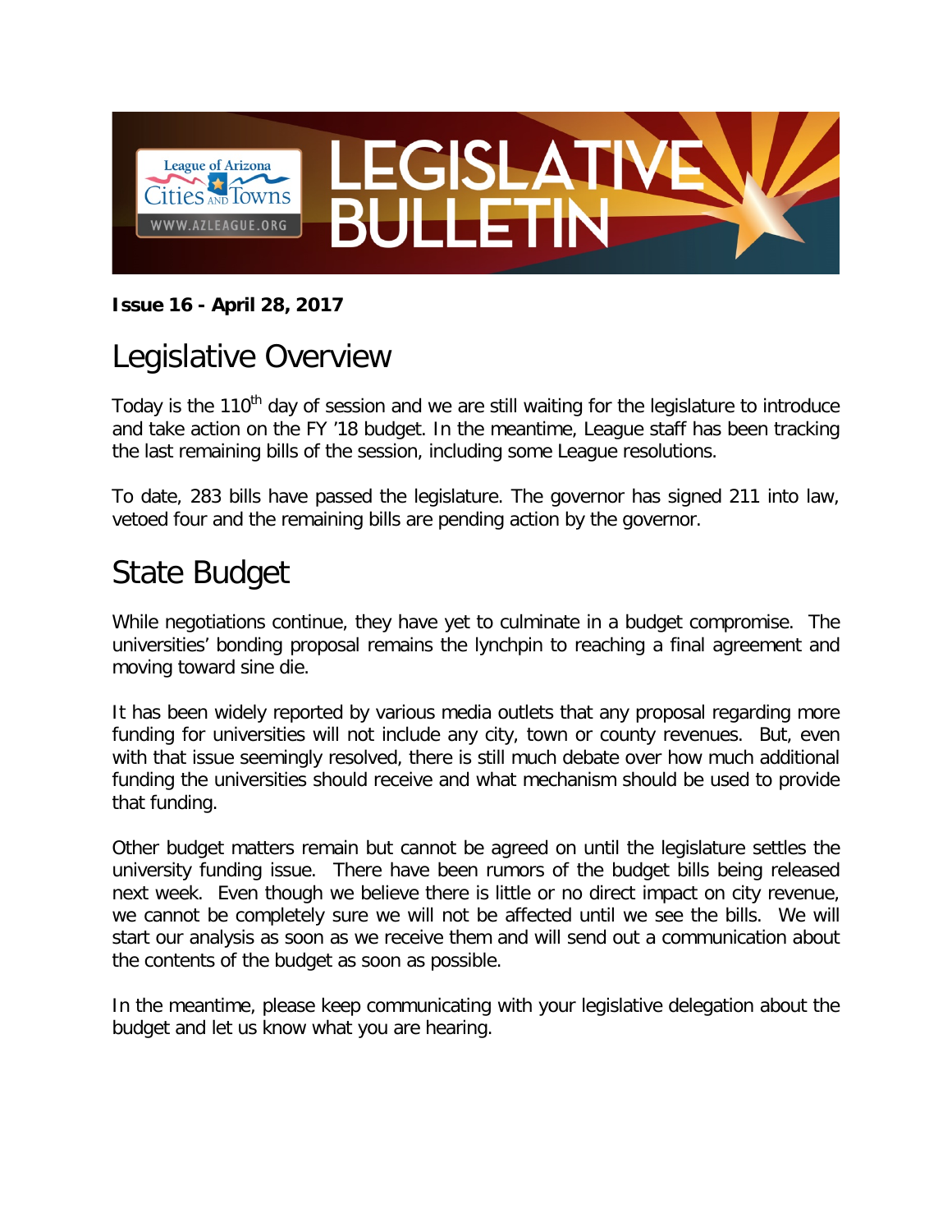# LEGISLATIVE BULLETIN

League of Arizona Cities and Towns
WWW.AZLEAGUE.ORG

**Issue 16 - April 28, 2017**

# Legislative Overview

Today is the 110th day of session and we are still waiting for the legislature to introduce and take action on the FY '18 budget. In the meantime, League staff has been tracking the last remaining bills of the session, including some League resolutions.

To date, 283 bills have passed the legislature. The governor has signed 211 into law, vetoed four and the remaining bills are pending action by the governor.

# State Budget

While negotiations continue, they have yet to culminate in a budget compromise. The universities' bonding proposal remains the lynchpin to reaching a final agreement and moving toward sine die.

It has been widely reported by various media outlets that any proposal regarding more funding for universities will not include any city, town or county revenues. But, even with that issue seemingly resolved, there is still much debate over how much additional funding the universities should receive and what mechanism should be used to provide that funding.

Other budget matters remain but cannot be agreed on until the legislature settles the university funding issue. There have been rumors of the budget bills being released next week. Even though we believe there is little or no direct impact on city revenue, we cannot be completely sure we will not be affected until we see the bills. We will start our analysis as soon as we receive them and will send out a communication about the contents of the budget as soon as possible.

In the meantime, please keep communicating with your legislative delegation about the budget and let us know what you are hearing.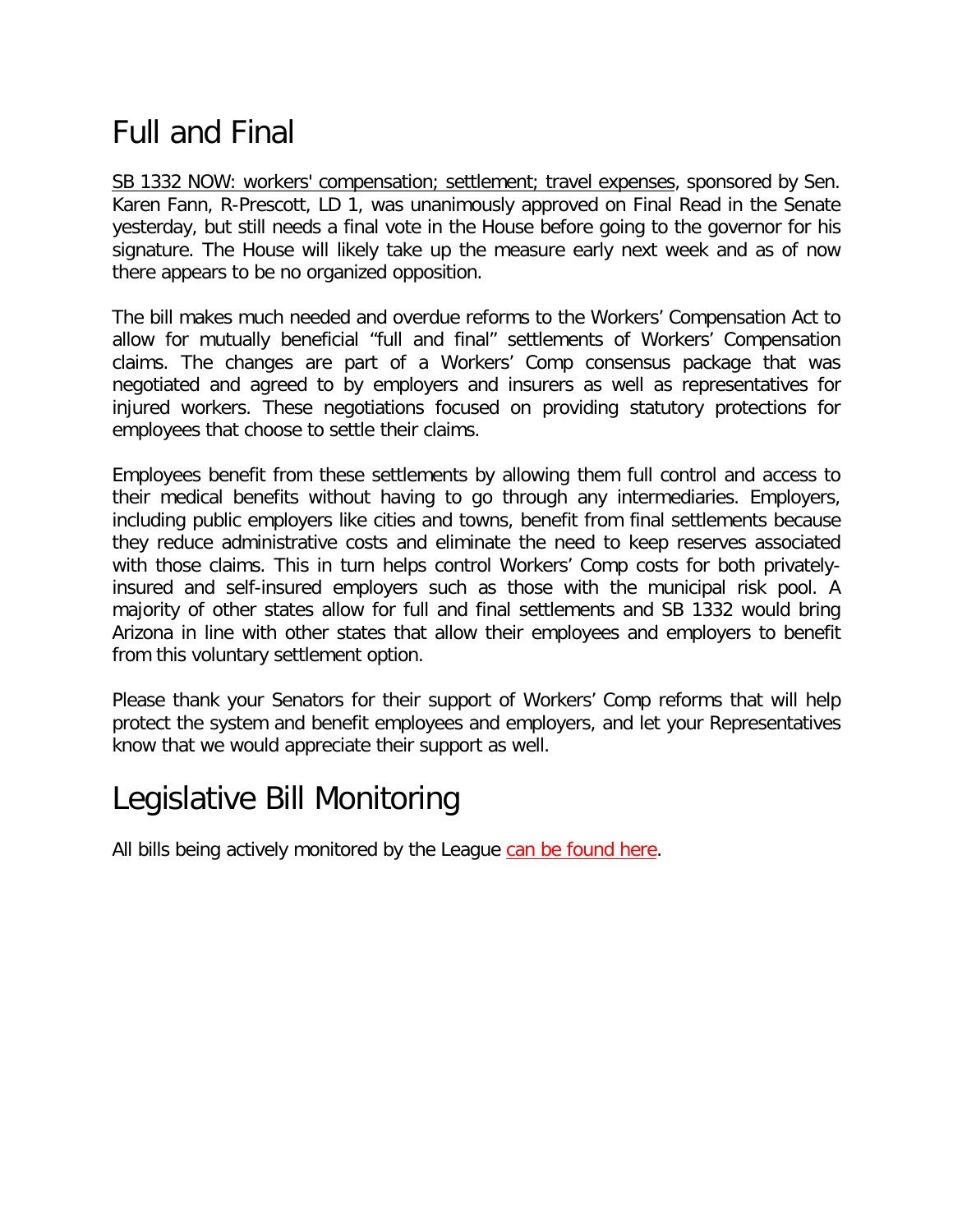# Full and Final

SB 1332 NOW: workers' compensation; settlement; travel expenses, sponsored by Sen. Karen Fann, R-Prescott, LD 1, was unanimously approved on Final Read in the Senate yesterday, but still needs a final vote in the House before going to the governor for his signature. The House will likely take up the measure early next week and as of now there appears to be no organized opposition.

The bill makes much needed and overdue reforms to the Workers' Compensation Act to allow for mutually beneficial "full and final" settlements of Workers' Compensation claims. The changes are part of a Workers' Comp consensus package that was negotiated and agreed to by employers and insurers as well as representatives for injured workers. These negotiations focused on providing statutory protections for employees that choose to settle their claims.

Employees benefit from these settlements by allowing them full control and access to their medical benefits without having to go through any intermediaries. Employers, including public employers like cities and towns, benefit from final settlements because they reduce administrative costs and eliminate the need to keep reserves associated with those claims. This in turn helps control Workers' Comp costs for both privately-insured and self-insured employers such as those with the municipal risk pool. A majority of other states allow for full and final settlements and SB 1332 would bring Arizona in line with other states that allow their employees and employers to benefit from this voluntary settlement option.

Please thank your Senators for their support of Workers' Comp reforms that will help protect the system and benefit employees and employers, and let your Representatives know that we would appreciate their support as well.

# Legislative Bill Monitoring

All bills being actively monitored by the League can be found here.